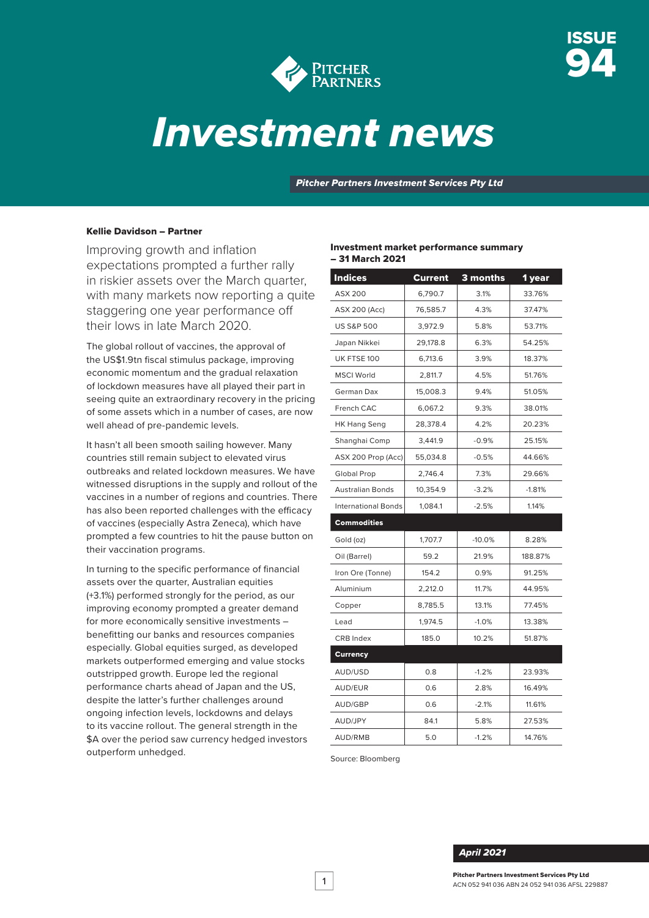# Investment news

ISSUE 94

*Pitcher Partners Investment Services Pty Ltd*

**Kellie Davidson – Partner**

Improving growth and inflation expectations prompted a further rally in riskier assets over the March quarter, with many markets now reporting a quite staggering one year performance off their lows in late March 2020.

The global rollout of vaccines, the approval of the US$1.9tn fiscal stimulus package, improving economic momentum and the gradual relaxation of lockdown measures have all played their part in seeing quite an extraordinary recovery in the pricing of some assets which in a number of cases, are now well ahead of pre-pandemic levels.

It hasn't all been smooth sailing however. Many countries still remain subject to elevated virus outbreaks and related lockdown measures. We have witnessed disruptions in the supply and rollout of the vaccines in a number of regions and countries. There has also been reported challenges with the efficacy of vaccines (especially Astra Zeneca), which have prompted a few countries to hit the pause button on their vaccination programs.

In turning to the specific performance of financial assets over the quarter, Australian equities (+3.1%) performed strongly for the period, as our improving economy prompted a greater demand for more economically sensitive investments – benefitting our banks and resources companies especially. Global equities surged, as developed markets outperformed emerging and value stocks outstripped growth. Europe led the regional performance charts ahead of Japan and the US, despite the latter's further challenges around ongoing infection levels, lockdowns and delays to its vaccine rollout. The general strength in the $A over the period saw currency hedged investors outperform unhedged.

**Investment market performance summary – 31 March 2021**

| Indices | Current | 3 months | 1 year |
|---|---|---|---|
| ASX 200 | 6,790.7 | 3.1% | 33.76% |
| ASX 200 (Acc) | 76,585.7 | 4.3% | 37.47% |
| US S&P 500 | 3,972.9 | 5.8% | 53.71% |
| Japan Nikkei | 29,178.8 | 6.3% | 54.25% |
| UK FTSE 100 | 6,713.6 | 3.9% | 18.37% |
| MSCI World | 2,811.7 | 4.5% | 51.76% |
| German Dax | 15,008.3 | 9.4% | 51.05% |
| French CAC | 6,067.2 | 9.3% | 38.01% |
| HK Hang Seng | 28,378.4 | 4.2% | 20.23% |
| Shanghai Comp | 3,441.9 | -0.9% | 25.15% |
| ASX 200 Prop (Acc) | 55,034.8 | -0.5% | 44.66% |
| Global Prop | 2,746.4 | 7.3% | 29.66% |
| Australian Bonds | 10,354.9 | -3.2% | -1.81% |
| International Bonds | 1,084.1 | -2.5% | 1.14% |
| **Commodities** | | | |
| Gold (oz) | 1,707.7 | -10.0% | 8.28% |
| Oil (Barrel) | 59.2 | 21.9% | 188.87% |
| Iron Ore (Tonne) | 154.2 | 0.9% | 91.25% |
| Aluminium | 2,212.0 | 11.7% | 44.95% |
| Copper | 8,785.5 | 13.1% | 77.45% |
| Lead | 1,974.5 | -1.0% | 13.38% |
| CRB Index | 185.0 | 10.2% | 51.87% |
| **Currency** | | | |
| AUD/USD | 0.8 | -1.2% | 23.93% |
| AUD/EUR | 0.6 | 2.8% | 16.49% |
| AUD/GBP | 0.6 | -2.1% | 11.61% |
| AUD/JPY | 84.1 | 5.8% | 27.53% |
| AUD/RMB | 5.0 | -1.2% | 14.76% |

Source: Bloomberg

*April 2021*

**Pitcher Partners Investment Services Pty Ltd**
ACN 052 941 036 ABN 24 052 941 036 AFSL 229887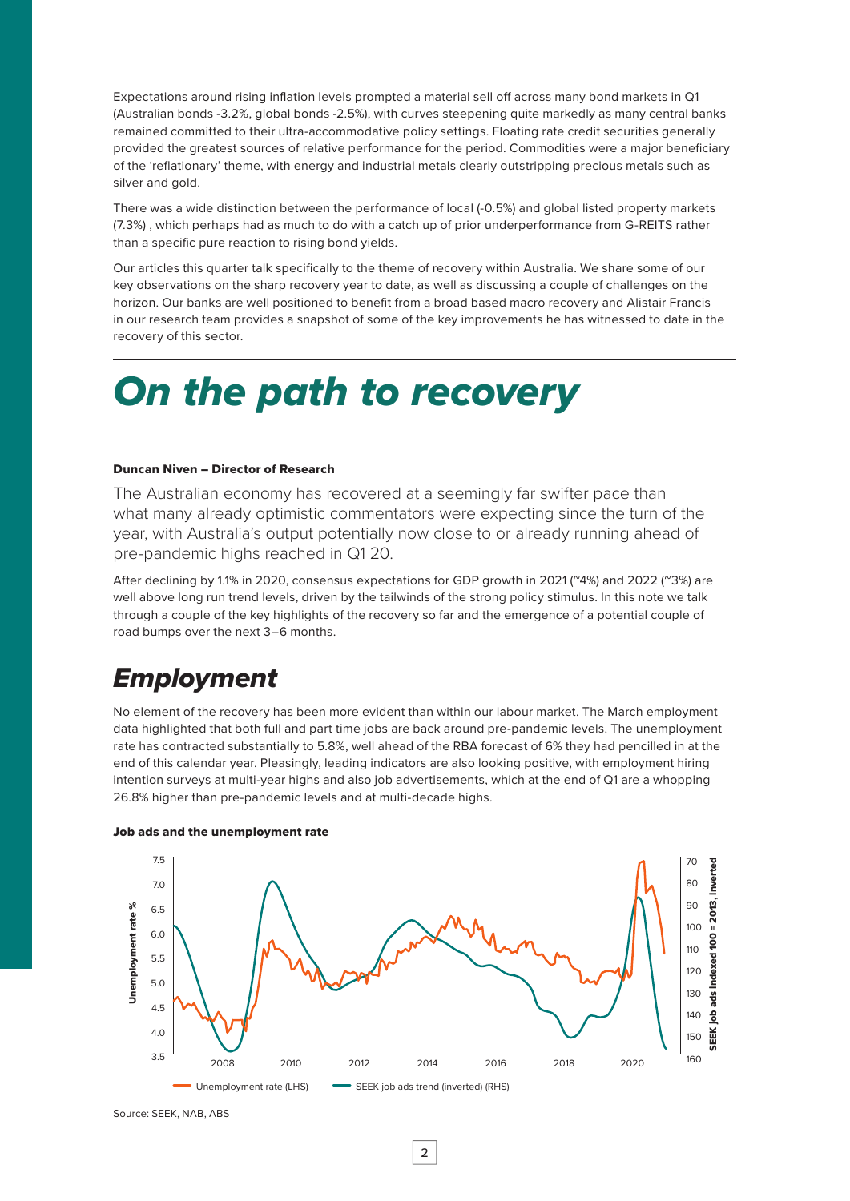Expectations around rising inflation levels prompted a material sell off across many bond markets in Q1 (Australian bonds -3.2%, global bonds -2.5%), with curves steepening quite markedly as many central banks remained committed to their ultra-accommodative policy settings. Floating rate credit securities generally provided the greatest sources of relative performance for the period. Commodities were a major beneficiary of the 'reflationary' theme, with energy and industrial metals clearly outstripping precious metals such as silver and gold.

There was a wide distinction between the performance of local (-0.5%) and global listed property markets (7.3%) , which perhaps had as much to do with a catch up of prior underperformance from G-REITS rather than a specific pure reaction to rising bond yields.

Our articles this quarter talk specifically to the theme of recovery within Australia. We share some of our key observations on the sharp recovery year to date, as well as discussing a couple of challenges on the horizon. Our banks are well positioned to benefit from a broad based macro recovery and Alistair Francis in our research team provides a snapshot of some of the key improvements he has witnessed to date in the recovery of this sector.

---

# *On the path to recovery*

**Duncan Niven – Director of Research**

The Australian economy has recovered at a seemingly far swifter pace than what many already optimistic commentators were expecting since the turn of the year, with Australia's output potentially now close to or already running ahead of pre-pandemic highs reached in Q1 20.

After declining by 1.1% in 2020, consensus expectations for GDP growth in 2021 (~4%) and 2022 (~3%) are well above long run trend levels, driven by the tailwinds of the strong policy stimulus. In this note we talk through a couple of the key highlights of the recovery so far and the emergence of a potential couple of road bumps over the next 3–6 months.

## *Employment*

No element of the recovery has been more evident than within our labour market. The March employment data highlighted that both full and part time jobs are back around pre-pandemic levels. The unemployment rate has contracted substantially to 5.8%, well ahead of the RBA forecast of 6% they had pencilled in at the end of this calendar year. Pleasingly, leading indicators are also looking positive, with employment hiring intention surveys at multi-year highs and also job advertisements, which at the end of Q1 are a whopping 26.8% higher than pre-pandemic levels and at multi-decade highs.

**Job ads and the unemployment rate**

Source: SEEK, NAB, ABS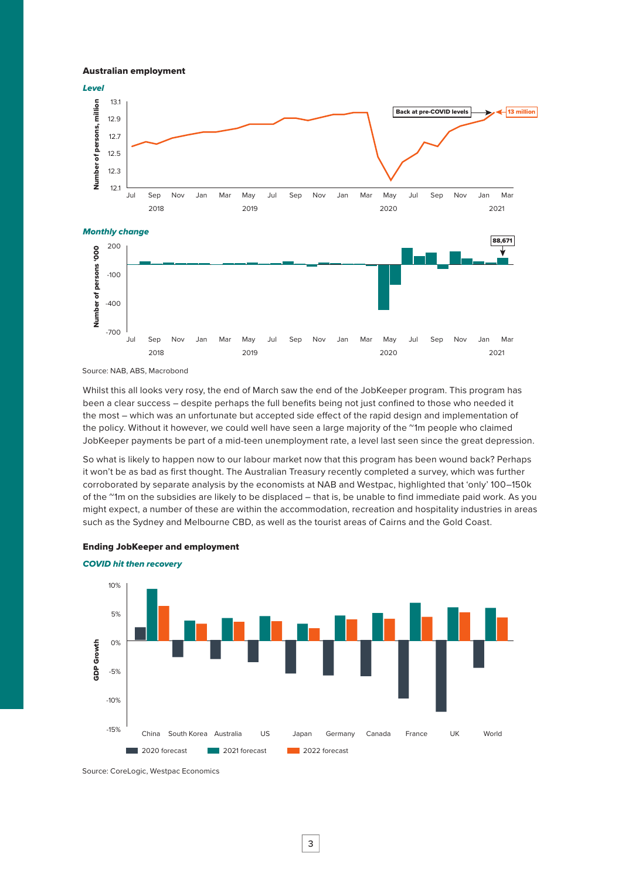**Australian employment**

***Level***

Source: NAB, ABS, Macrobond

Whilst this all looks very rosy, the end of March saw the end of the JobKeeper program. This program has been a clear success – despite perhaps the full benefits being not just confined to those who needed it the most – which was an unfortunate but accepted side effect of the rapid design and implementation of the policy. Without it however, we could well have seen a large majority of the ~1m people who claimed JobKeeper payments be part of a mid-teen unemployment rate, a level last seen since the great depression.

So what is likely to happen now to our labour market now that this program has been wound back? Perhaps it won't be as bad as first thought. The Australian Treasury recently completed a survey, which was further corroborated by separate analysis by the economists at NAB and Westpac, highlighted that 'only' 100–150k of the ~1m on the subsidies are likely to be displaced – that is, be unable to find immediate paid work. As you might expect, a number of these are within the accommodation, recreation and hospitality industries in areas such as the Sydney and Melbourne CBD, as well as the tourist areas of Cairns and the Gold Coast.

**Ending JobKeeper and employment**

***COVID hit then recovery***

Source: CoreLogic, Westpac Economics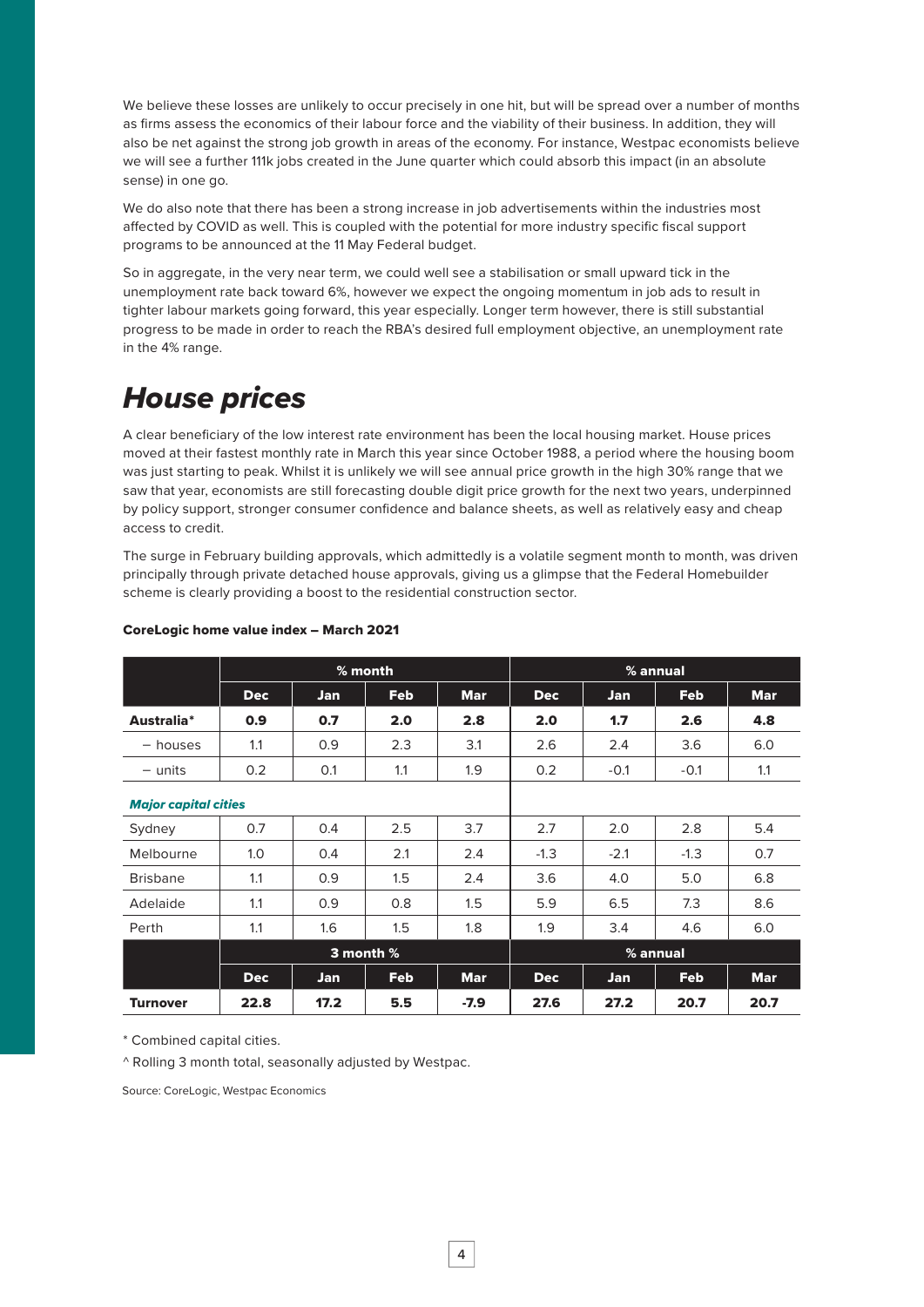We believe these losses are unlikely to occur precisely in one hit, but will be spread over a number of months as firms assess the economics of their labour force and the viability of their business. In addition, they will also be net against the strong job growth in areas of the economy. For instance, Westpac economists believe we will see a further 111k jobs created in the June quarter which could absorb this impact (in an absolute sense) in one go.

We do also note that there has been a strong increase in job advertisements within the industries most affected by COVID as well. This is coupled with the potential for more industry specific fiscal support programs to be announced at the 11 May Federal budget.

So in aggregate, in the very near term, we could well see a stabilisation or small upward tick in the unemployment rate back toward 6%, however we expect the ongoing momentum in job ads to result in tighter labour markets going forward, this year especially. Longer term however, there is still substantial progress to be made in order to reach the RBA's desired full employment objective, an unemployment rate in the 4% range.

# *House prices*

A clear beneficiary of the low interest rate environment has been the local housing market. House prices moved at their fastest monthly rate in March this year since October 1988, a period where the housing boom was just starting to peak. Whilst it is unlikely we will see annual price growth in the high 30% range that we saw that year, economists are still forecasting double digit price growth for the next two years, underpinned by policy support, stronger consumer confidence and balance sheets, as well as relatively easy and cheap access to credit.

The surge in February building approvals, which admittedly is a volatile segment month to month, was driven principally through private detached house approvals, giving us a glimpse that the Federal Homebuilder scheme is clearly providing a boost to the residential construction sector.

**CoreLogic home value index – March 2021**

| | % month | | | | % annual | | | |
|---|---|---|---|---|---|---|---|---|
| | **Dec** | **Jan** | **Feb** | **Mar** | **Dec** | **Jan** | **Feb** | **Mar** |
| **Australia*** | **0.9** | **0.7** | **2.0** | **2.8** | **2.0** | **1.7** | **2.6** | **4.8** |
| – houses | 1.1 | 0.9 | 2.3 | 3.1 | 2.6 | 2.4 | 3.6 | 6.0 |
| – units | 0.2 | 0.1 | 1.1 | 1.9 | 0.2 | -0.1 | -0.1 | 1.1 |
| ***Major capital cities*** | | | | | | | | |
| Sydney | 0.7 | 0.4 | 2.5 | 3.7 | 2.7 | 2.0 | 2.8 | 5.4 |
| Melbourne | 1.0 | 0.4 | 2.1 | 2.4 | -1.3 | -2.1 | -1.3 | 0.7 |
| Brisbane | 1.1 | 0.9 | 1.5 | 2.4 | 3.6 | 4.0 | 5.0 | 6.8 |
| Adelaide | 1.1 | 0.9 | 0.8 | 1.5 | 5.9 | 6.5 | 7.3 | 8.6 |
| Perth | 1.1 | 1.6 | 1.5 | 1.8 | 1.9 | 3.4 | 4.6 | 6.0 |
| | **3 month %** | | | | **% annual** | | | |
| | **Dec** | **Jan** | **Feb** | **Mar** | **Dec** | **Jan** | **Feb** | **Mar** |
| **Turnover** | **22.8** | **17.2** | **5.5** | **-7.9** | **27.6** | **27.2** | **20.7** | **20.7** |

* Combined capital cities.

^ Rolling 3 month total, seasonally adjusted by Westpac.

Source: CoreLogic, Westpac Economics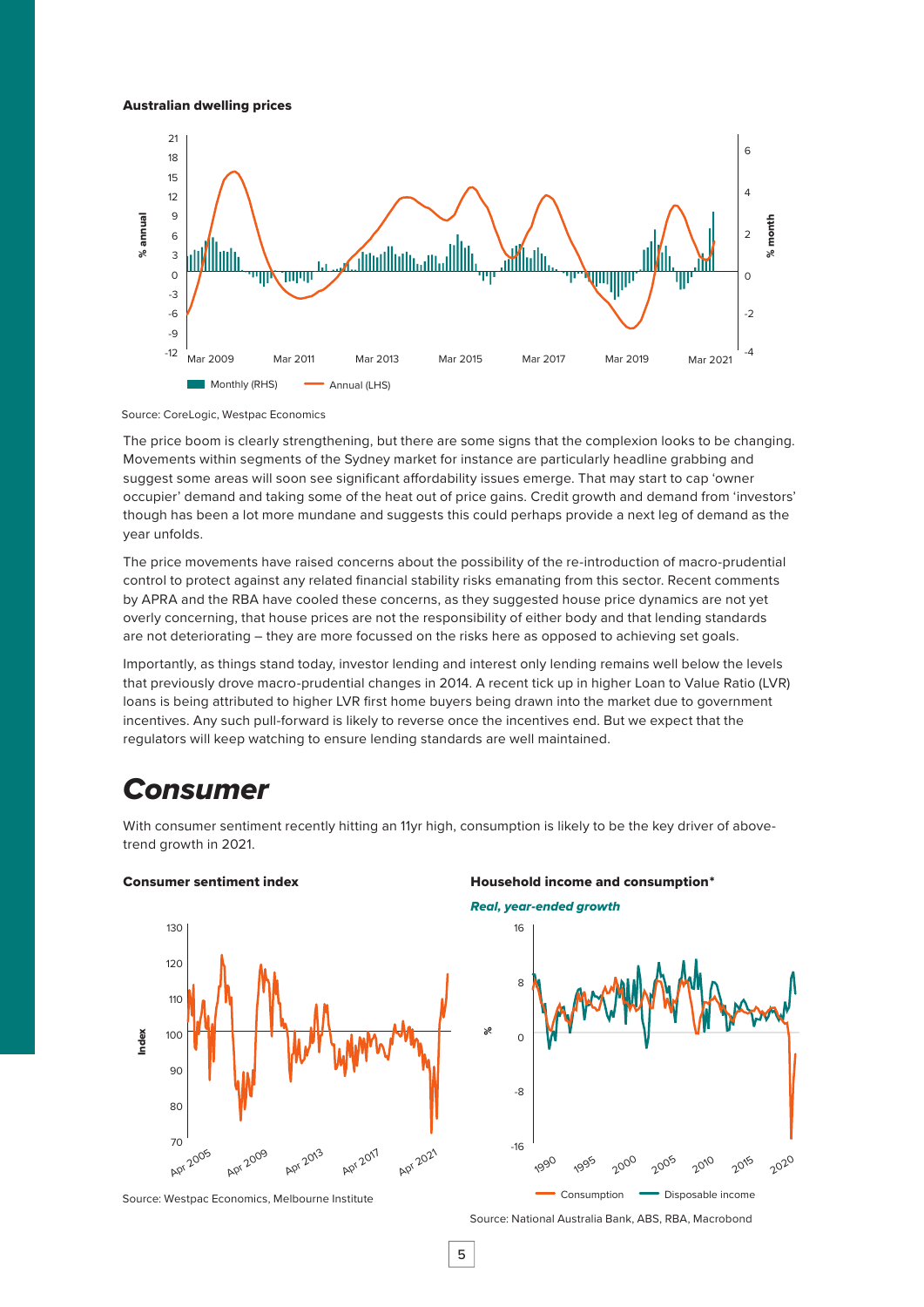**Australian dwelling prices**

Source: CoreLogic, Westpac Economics

The price boom is clearly strengthening, but there are some signs that the complexion looks to be changing. Movements within segments of the Sydney market for instance are particularly headline grabbing and suggest some areas will soon see significant affordability issues emerge. That may start to cap 'owner occupier' demand and taking some of the heat out of price gains. Credit growth and demand from 'investors' though has been a lot more mundane and suggests this could perhaps provide a next leg of demand as the year unfolds.

The price movements have raised concerns about the possibility of the re-introduction of macro-prudential control to protect against any related financial stability risks emanating from this sector. Recent comments by APRA and the RBA have cooled these concerns, as they suggested house price dynamics are not yet overly concerning, that house prices are not the responsibility of either body and that lending standards are not deteriorating – they are more focussed on the risks here as opposed to achieving set goals.

Importantly, as things stand today, investor lending and interest only lending remains well below the levels that previously drove macro-prudential changes in 2014. A recent tick up in higher Loan to Value Ratio (LVR) loans is being attributed to higher LVR first home buyers being drawn into the market due to government incentives. Any such pull-forward is likely to reverse once the incentives end. But we expect that the regulators will keep watching to ensure lending standards are well maintained.

# *Consumer*

With consumer sentiment recently hitting an 11yr high, consumption is likely to be the key driver of above-trend growth in 2021.

**Consumer sentiment index**

Source: Westpac Economics, Melbourne Institute

**Household income and consumption***

***Real, year-ended growth***

Source: National Australia Bank, ABS, RBA, Macrobond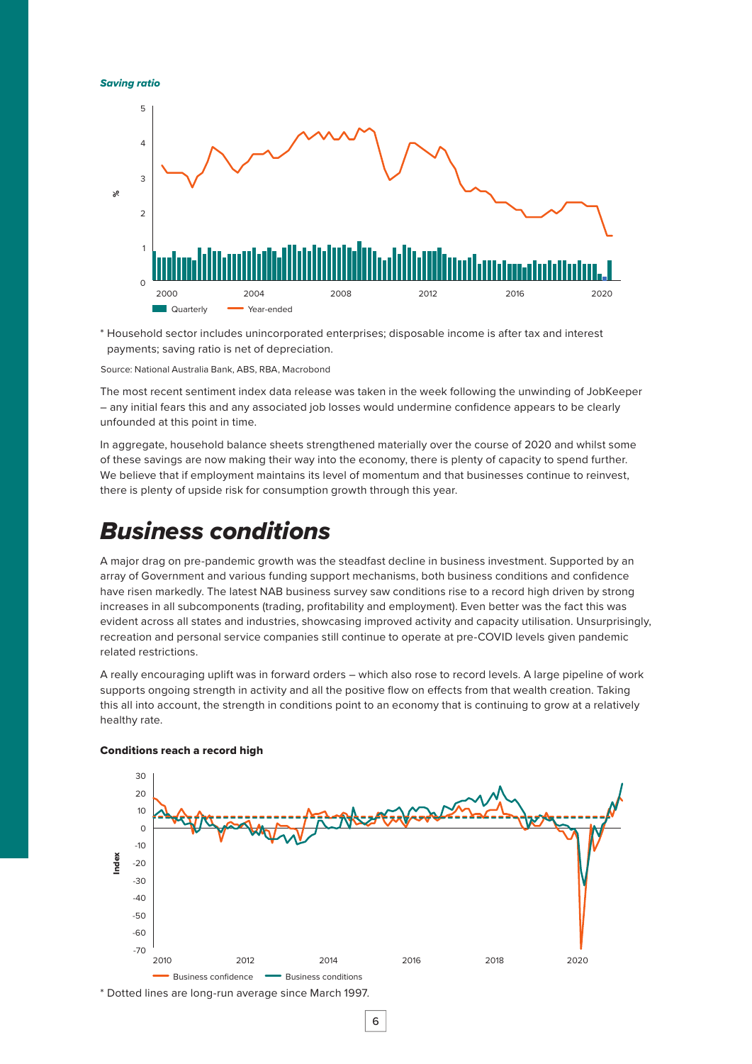***Saving ratio***

\* Household sector includes unincorporated enterprises; disposable income is after tax and interest payments; saving ratio is net of depreciation.

Source: National Australia Bank, ABS, RBA, Macrobond

The most recent sentiment index data release was taken in the week following the unwinding of JobKeeper – any initial fears this and any associated job losses would undermine confidence appears to be clearly unfounded at this point in time.

In aggregate, household balance sheets strengthened materially over the course of 2020 and whilst some of these savings are now making their way into the economy, there is plenty of capacity to spend further. We believe that if employment maintains its level of momentum and that businesses continue to reinvest, there is plenty of upside risk for consumption growth through this year.

# *Business conditions*

A major drag on pre-pandemic growth was the steadfast decline in business investment. Supported by an array of Government and various funding support mechanisms, both business conditions and confidence have risen markedly. The latest NAB business survey saw conditions rise to a record high driven by strong increases in all subcomponents (trading, profitability and employment). Even better was the fact this was evident across all states and industries, showcasing improved activity and capacity utilisation. Unsurprisingly, recreation and personal service companies still continue to operate at pre-COVID levels given pandemic related restrictions.

A really encouraging uplift was in forward orders – which also rose to record levels. A large pipeline of work supports ongoing strength in activity and all the positive flow on effects from that wealth creation. Taking this all into account, the strength in conditions point to an economy that is continuing to grow at a relatively healthy rate.

**Conditions reach a record high**

\* Dotted lines are long-run average since March 1997.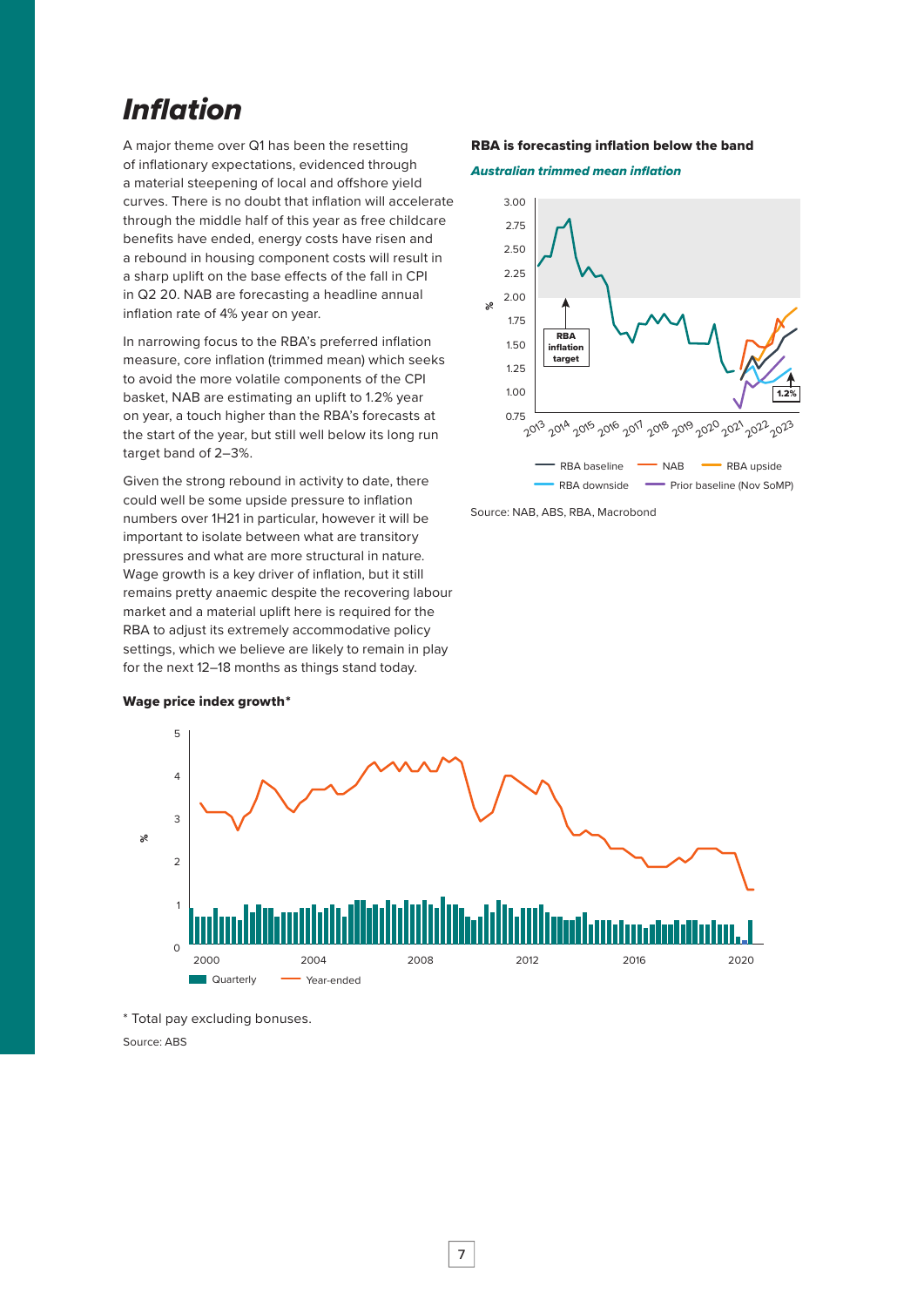# Inflation

A major theme over Q1 has been the resetting of inflationary expectations, evidenced through a material steepening of local and offshore yield curves. There is no doubt that inflation will accelerate through the middle half of this year as free childcare benefits have ended, energy costs have risen and a rebound in housing component costs will result in a sharp uplift on the base effects of the fall in CPI in Q2 20. NAB are forecasting a headline annual inflation rate of 4% year on year.

In narrowing focus to the RBA's preferred inflation measure, core inflation (trimmed mean) which seeks to avoid the more volatile components of the CPI basket, NAB are estimating an uplift to 1.2% year on year, a touch higher than the RBA's forecasts at the start of the year, but still well below its long run target band of 2–3%.

Given the strong rebound in activity to date, there could well be some upside pressure to inflation numbers over 1H21 in particular, however it will be important to isolate between what are transitory pressures and what are more structural in nature. Wage growth is a key driver of inflation, but it still remains pretty anaemic despite the recovering labour market and a material uplift here is required for the RBA to adjust its extremely accommodative policy settings, which we believe are likely to remain in play for the next 12–18 months as things stand today.

**RBA is forecasting inflation below the band**

***Australian trimmed mean inflation***

Source: NAB, ABS, RBA, Macrobond

**Wage price index growth***

\* Total pay excluding bonuses.

Source: ABS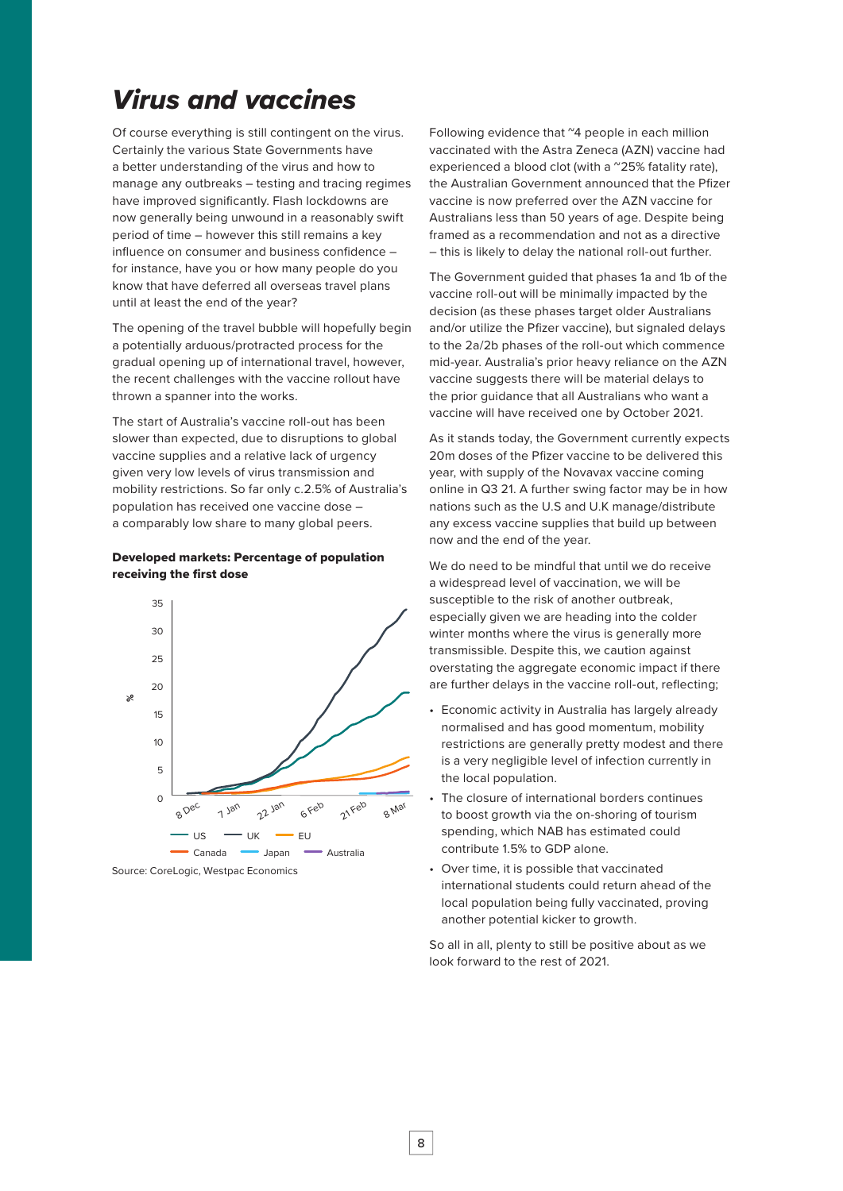# *Virus and vaccines*

Of course everything is still contingent on the virus. Certainly the various State Governments have a better understanding of the virus and how to manage any outbreaks – testing and tracing regimes have improved significantly. Flash lockdowns are now generally being unwound in a reasonably swift period of time – however this still remains a key influence on consumer and business confidence – for instance, have you or how many people do you know that have deferred all overseas travel plans until at least the end of the year?

The opening of the travel bubble will hopefully begin a potentially arduous/protracted process for the gradual opening up of international travel, however, the recent challenges with the vaccine rollout have thrown a spanner into the works.

The start of Australia's vaccine roll-out has been slower than expected, due to disruptions to global vaccine supplies and a relative lack of urgency given very low levels of virus transmission and mobility restrictions. So far only c.2.5% of Australia's population has received one vaccine dose – a comparably low share to many global peers.

**Developed markets: Percentage of population receiving the first dose**

Source: CoreLogic, Westpac Economics

Following evidence that ~4 people in each million vaccinated with the Astra Zeneca (AZN) vaccine had experienced a blood clot (with a ~25% fatality rate), the Australian Government announced that the Pfizer vaccine is now preferred over the AZN vaccine for Australians less than 50 years of age. Despite being framed as a recommendation and not as a directive – this is likely to delay the national roll-out further.

The Government guided that phases 1a and 1b of the vaccine roll-out will be minimally impacted by the decision (as these phases target older Australians and/or utilize the Pfizer vaccine), but signaled delays to the 2a/2b phases of the roll-out which commence mid-year. Australia's prior heavy reliance on the AZN vaccine suggests there will be material delays to the prior guidance that all Australians who want a vaccine will have received one by October 2021.

As it stands today, the Government currently expects 20m doses of the Pfizer vaccine to be delivered this year, with supply of the Novavax vaccine coming online in Q3 21. A further swing factor may be in how nations such as the U.S and U.K manage/distribute any excess vaccine supplies that build up between now and the end of the year.

We do need to be mindful that until we do receive a widespread level of vaccination, we will be susceptible to the risk of another outbreak, especially given we are heading into the colder winter months where the virus is generally more transmissible. Despite this, we caution against overstating the aggregate economic impact if there are further delays in the vaccine roll-out, reflecting;

- Economic activity in Australia has largely already normalised and has good momentum, mobility restrictions are generally pretty modest and there is a very negligible level of infection currently in the local population.
- The closure of international borders continues to boost growth via the on-shoring of tourism spending, which NAB has estimated could contribute 1.5% to GDP alone.
- Over time, it is possible that vaccinated international students could return ahead of the local population being fully vaccinated, proving another potential kicker to growth.

So all in all, plenty to still be positive about as we look forward to the rest of 2021.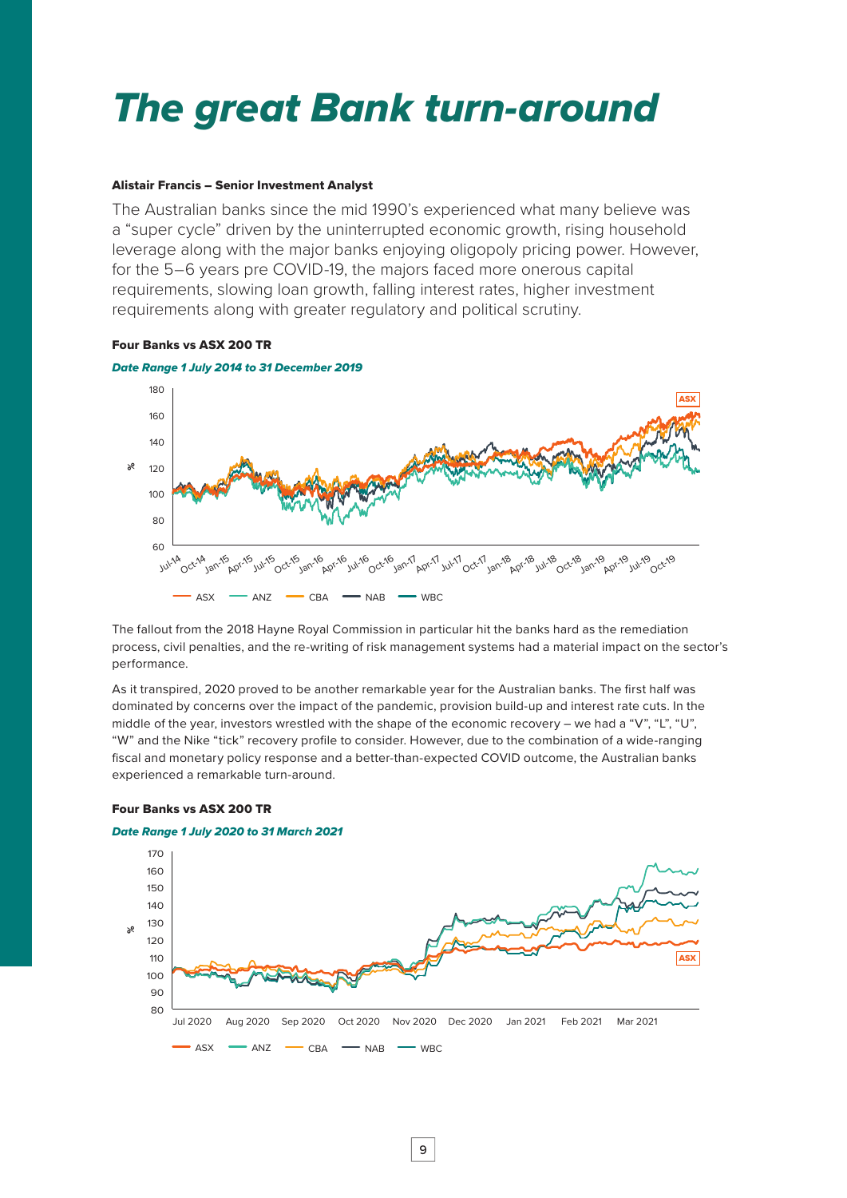# The great Bank turn-around

**Alistair Francis – Senior Investment Analyst**

The Australian banks since the mid 1990's experienced what many believe was a "super cycle" driven by the uninterrupted economic growth, rising household leverage along with the major banks enjoying oligopoly pricing power. However, for the 5–6 years pre COVID-19, the majors faced more onerous capital requirements, slowing loan growth, falling interest rates, higher investment requirements along with greater regulatory and political scrutiny.

**Four Banks vs ASX 200 TR**

***Date Range 1 July 2014 to 31 December 2019***

The fallout from the 2018 Hayne Royal Commission in particular hit the banks hard as the remediation process, civil penalties, and the re-writing of risk management systems had a material impact on the sector's performance.

As it transpired, 2020 proved to be another remarkable year for the Australian banks. The first half was dominated by concerns over the impact of the pandemic, provision build-up and interest rate cuts. In the middle of the year, investors wrestled with the shape of the economic recovery – we had a "V", "L", "U", "W" and the Nike "tick" recovery profile to consider. However, due to the combination of a wide-ranging fiscal and monetary policy response and a better-than-expected COVID outcome, the Australian banks experienced a remarkable turn-around.

**Four Banks vs ASX 200 TR**

***Date Range 1 July 2020 to 31 March 2021***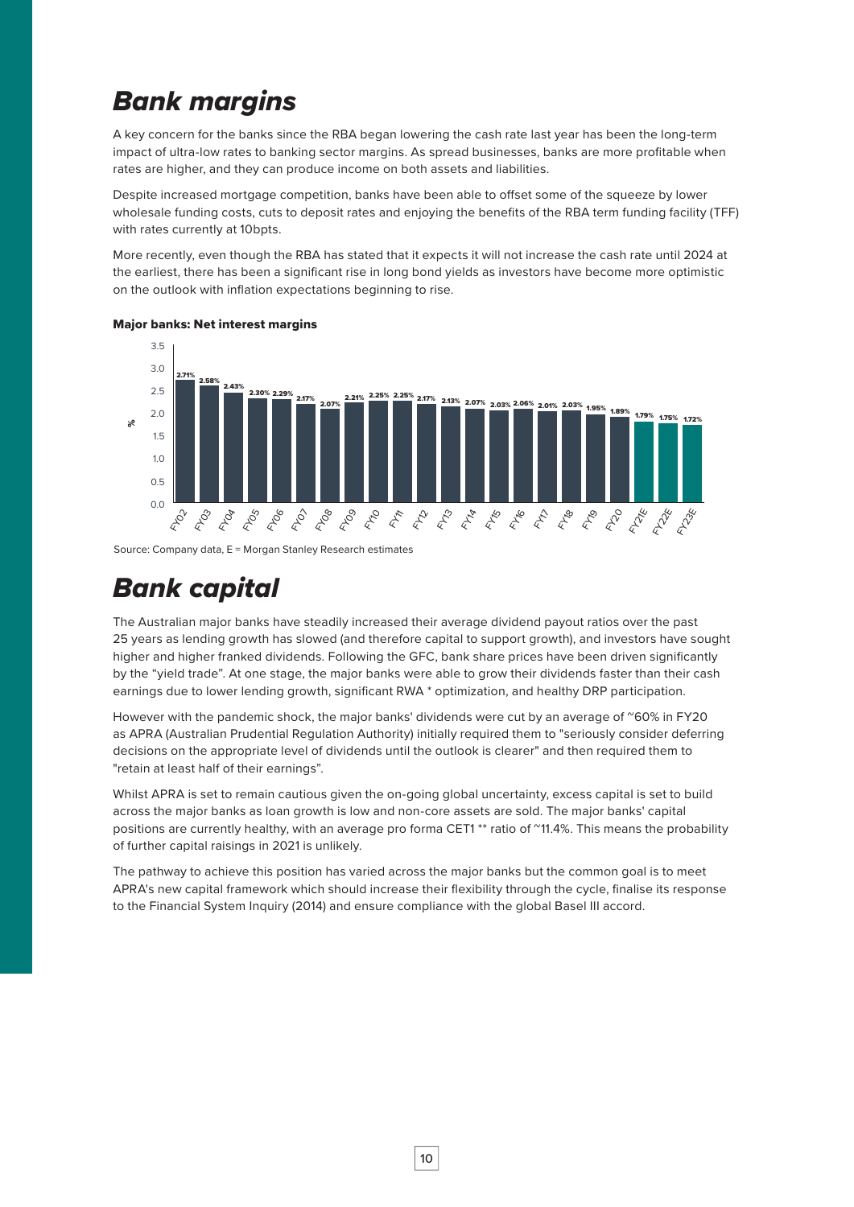# *Bank margins*

A key concern for the banks since the RBA began lowering the cash rate last year has been the long-term impact of ultra-low rates to banking sector margins. As spread businesses, banks are more profitable when rates are higher, and they can produce income on both assets and liabilities.

Despite increased mortgage competition, banks have been able to offset some of the squeeze by lower wholesale funding costs, cuts to deposit rates and enjoying the benefits of the RBA term funding facility (TFF) with rates currently at 10bpts.

More recently, even though the RBA has stated that it expects it will not increase the cash rate until 2024 at the earliest, there has been a significant rise in long bond yields as investors have become more optimistic on the outlook with inflation expectations beginning to rise.

**Major banks: Net interest margins**

| Year | Net interest margin (%) |
| --- | --- |
| FY02 | 2.71% |
| FY03 | 2.58% |
| FY04 | 2.43% |
| FY05 | 2.30% |
| FY06 | 2.29% |
| FY07 | 2.17% |
| FY08 | 2.07% |
| FY09 | 2.21% |
| FY10 | 2.25% |
| FY11 | 2.25% |
| FY12 | 2.17% |
| FY13 | 2.13% |
| FY14 | 2.07% |
| FY15 | 2.03% |
| FY16 | 2.06% |
| FY17 | 2.01% |
| FY18 | 2.03% |
| FY19 | 1.95% |
| FY20 | 1.89% |
| FY21E | 1.79% |
| FY22E | 1.75% |
| FY23E | 1.72% |

Source: Company data, E = Morgan Stanley Research estimates

# *Bank capital*

The Australian major banks have steadily increased their average dividend payout ratios over the past 25 years as lending growth has slowed (and therefore capital to support growth), and investors have sought higher and higher franked dividends. Following the GFC, bank share prices have been driven significantly by the "yield trade". At one stage, the major banks were able to grow their dividends faster than their cash earnings due to lower lending growth, significant RWA * optimization, and healthy DRP participation.

However with the pandemic shock, the major banks' dividends were cut by an average of ~60% in FY20 as APRA (Australian Prudential Regulation Authority) initially required them to "seriously consider deferring decisions on the appropriate level of dividends until the outlook is clearer" and then required them to "retain at least half of their earnings".

Whilst APRA is set to remain cautious given the on-going global uncertainty, excess capital is set to build across the major banks as loan growth is low and non-core assets are sold. The major banks' capital positions are currently healthy, with an average pro forma CET1 ** ratio of ~11.4%. This means the probability of further capital raisings in 2021 is unlikely.

The pathway to achieve this position has varied across the major banks but the common goal is to meet APRA's new capital framework which should increase their flexibility through the cycle, finalise its response to the Financial System Inquiry (2014) and ensure compliance with the global Basel III accord.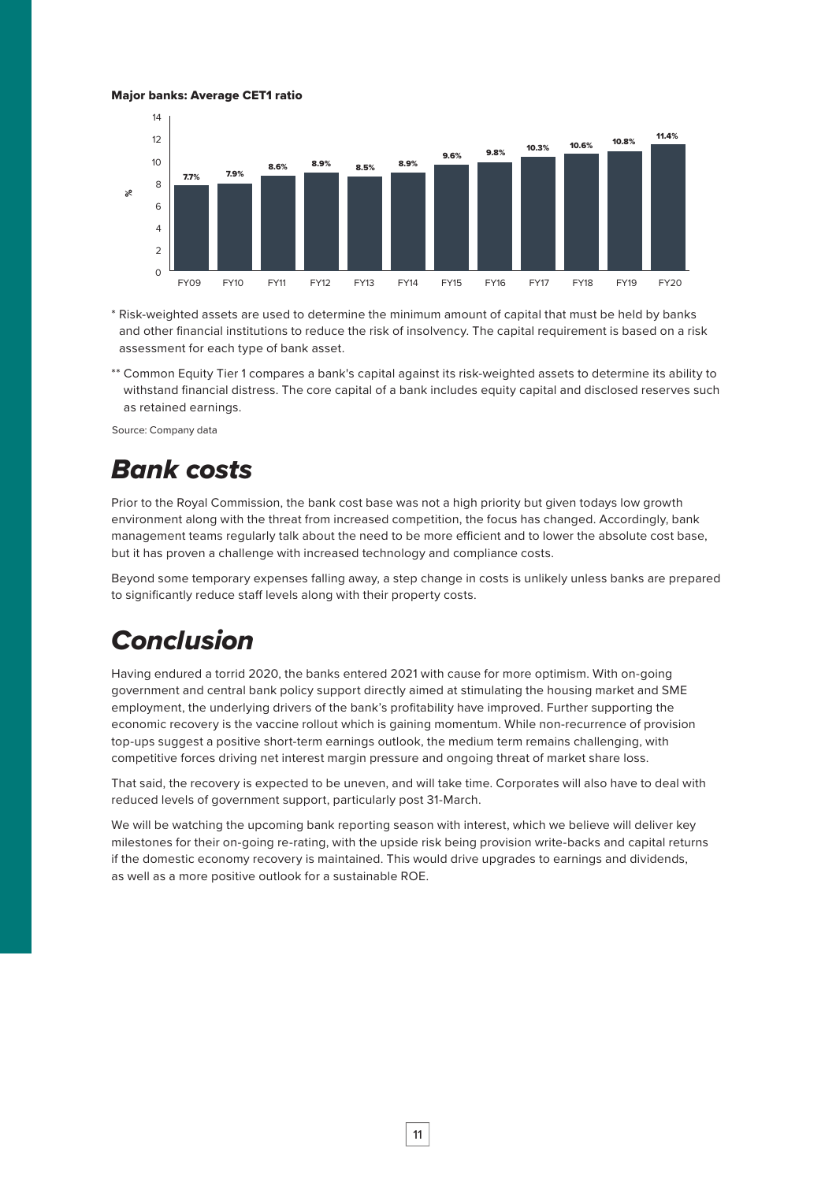**Major banks: Average CET1 ratio**

| | FY09 | FY10 | FY11 | FY12 | FY13 | FY14 | FY15 | FY16 | FY17 | FY18 | FY19 | FY20 |
|---|---|---|---|---|---|---|---|---|---|---|---|---|
| % | 7.7% | 7.9% | 8.6% | 8.9% | 8.5% | 8.9% | 9.6% | 9.8% | 10.3% | 10.6% | 10.8% | 11.4% |

\* Risk-weighted assets are used to determine the minimum amount of capital that must be held by banks and other financial institutions to reduce the risk of insolvency. The capital requirement is based on a risk assessment for each type of bank asset.

\*\* Common Equity Tier 1 compares a bank's capital against its risk-weighted assets to determine its ability to withstand financial distress. The core capital of a bank includes equity capital and disclosed reserves such as retained earnings.

Source: Company data

## *Bank costs*

Prior to the Royal Commission, the bank cost base was not a high priority but given todays low growth environment along with the threat from increased competition, the focus has changed. Accordingly, bank management teams regularly talk about the need to be more efficient and to lower the absolute cost base, but it has proven a challenge with increased technology and compliance costs.

Beyond some temporary expenses falling away, a step change in costs is unlikely unless banks are prepared to significantly reduce staff levels along with their property costs.

## *Conclusion*

Having endured a torrid 2020, the banks entered 2021 with cause for more optimism. With on-going government and central bank policy support directly aimed at stimulating the housing market and SME employment, the underlying drivers of the bank's profitability have improved. Further supporting the economic recovery is the vaccine rollout which is gaining momentum. While non-recurrence of provision top-ups suggest a positive short-term earnings outlook, the medium term remains challenging, with competitive forces driving net interest margin pressure and ongoing threat of market share loss.

That said, the recovery is expected to be uneven, and will take time. Corporates will also have to deal with reduced levels of government support, particularly post 31-March.

We will be watching the upcoming bank reporting season with interest, which we believe will deliver key milestones for their on-going re-rating, with the upside risk being provision write-backs and capital returns if the domestic economy recovery is maintained. This would drive upgrades to earnings and dividends, as well as a more positive outlook for a sustainable ROE.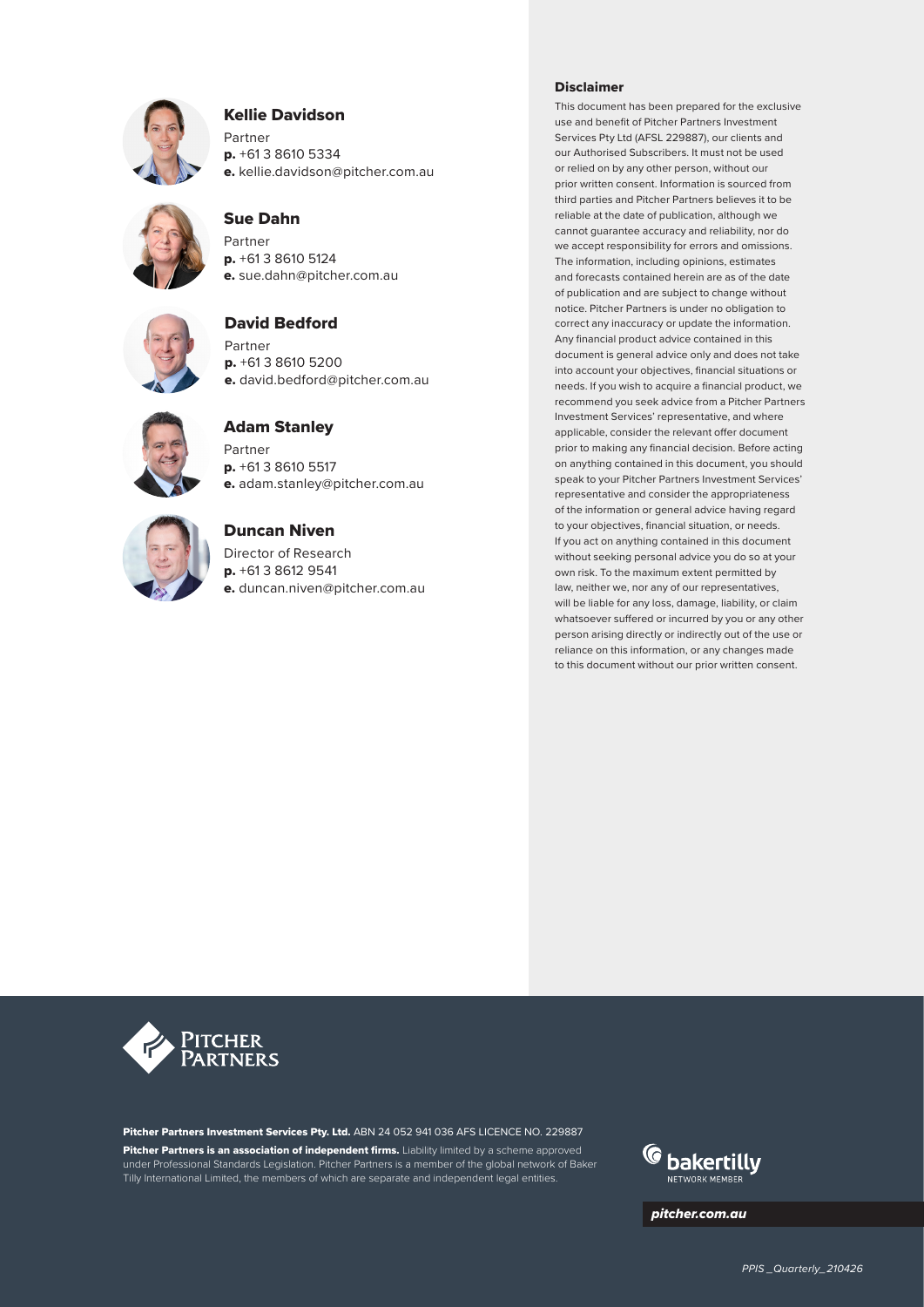### Kellie Davidson

Partner
**p.** +61 3 8610 5334
**e.** kellie.davidson@pitcher.com.au

### Sue Dahn

Partner
**p.** +61 3 8610 5124
**e.** sue.dahn@pitcher.com.au

### David Bedford

Partner
**p.** +61 3 8610 5200
**e.** david.bedford@pitcher.com.au

### Adam Stanley

Partner
**p.** +61 3 8610 5517
**e.** adam.stanley@pitcher.com.au

### Duncan Niven

Director of Research
**p.** +61 3 8612 9541
**e.** duncan.niven@pitcher.com.au

### Disclaimer

This document has been prepared for the exclusive use and benefit of Pitcher Partners Investment Services Pty Ltd (AFSL 229887), our clients and our Authorised Subscribers. It must not be used or relied on by any other person, without our prior written consent. Information is sourced from third parties and Pitcher Partners believes it to be reliable at the date of publication, although we cannot guarantee accuracy and reliability, nor do we accept responsibility for errors and omissions. The information, including opinions, estimates and forecasts contained herein are as of the date of publication and are subject to change without notice. Pitcher Partners is under no obligation to correct any inaccuracy or update the information. Any financial product advice contained in this document is general advice only and does not take into account your objectives, financial situations or needs. If you wish to acquire a financial product, we recommend you seek advice from a Pitcher Partners Investment Services' representative, and where applicable, consider the relevant offer document prior to making any financial decision. Before acting on anything contained in this document, you should speak to your Pitcher Partners Investment Services' representative and consider the appropriateness of the information or general advice having regard to your objectives, financial situation, or needs. If you act on anything contained in this document without seeking personal advice you do so at your own risk. To the maximum extent permitted by law, neither we, nor any of our representatives, will be liable for any loss, damage, liability, or claim whatsoever suffered or incurred by you or any other person arising directly or indirectly out of the use or reliance on this information, or any changes made to this document without our prior written consent.

PITCHER PARTNERS

**Pitcher Partners Investment Services Pty. Ltd.** ABN 24 052 941 036 AFS LICENCE NO. 229887

**Pitcher Partners is an association of independent firms.** Liability limited by a scheme approved under Professional Standards Legislation. Pitcher Partners is a member of the global network of Baker Tilly International Limited, the members of which are separate and independent legal entities.

bakertilly NETWORK MEMBER

*pitcher.com.au*

*PPIS _Quarterly_210426*